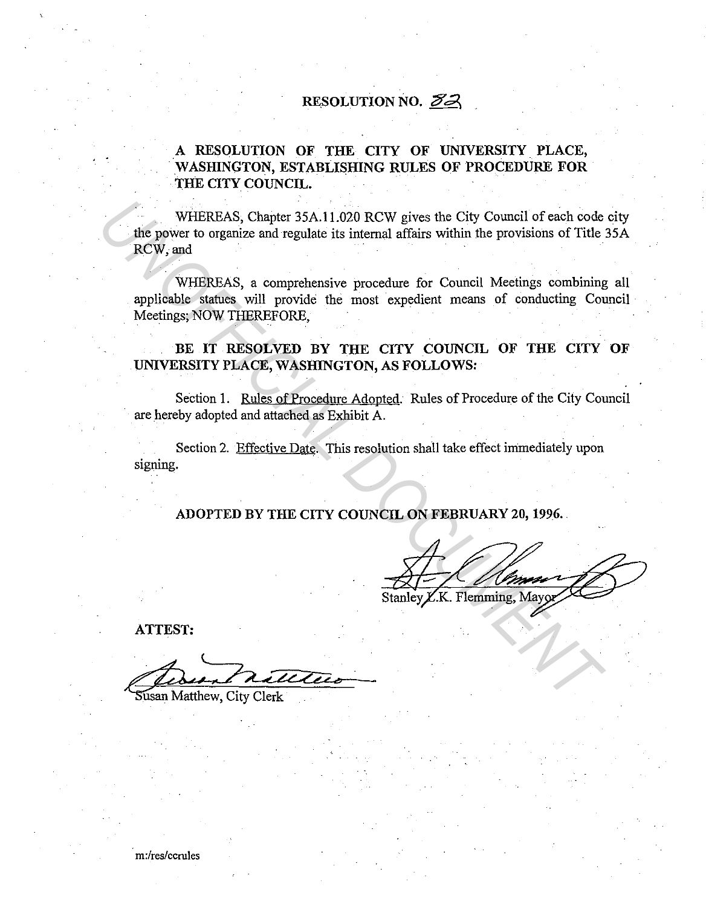# RESOLUTION NO. 82

**A RESOLUTION OF THE CITY OF UNIVERSITY PLACE, WASHINGTON, ESTABLISHING RULES OF PROCEDURE FOR THE CITY COUNCIL.**

WHEREAS, Chapter 35A.11.020 RCW gives the City Council of each code city the power to organize and regulate its internal affairs within the provisions of Title 35A RCW, and

WHEREAS, a comprehensive procedure for Council Meetings combining all applicable statues will provide the most expedient means of conducting Council Meetings; NOW THEREFORE,

**BE IT RESOLVED BY THE CITY COUNCIL OF THE CITY OF UNIVERSITY PLACE, WASHINGTON, AS FOLLOWS:**

Section 1. Rules of Procedure Adopted. Rules of Procedure of the City Council are hereby adopted and attached as Exhibit A.

Section 2. Effective Date. This resolution shall take effect immediately upon signing.

**ADOPTED BY THE CITY COUNCIL ON FEBRUARY 20, 1996.**

Stanley L.K. Flemming, Mayor

**ATTEST:**

Susan Matthew, City Clerk

m:/res/ccrules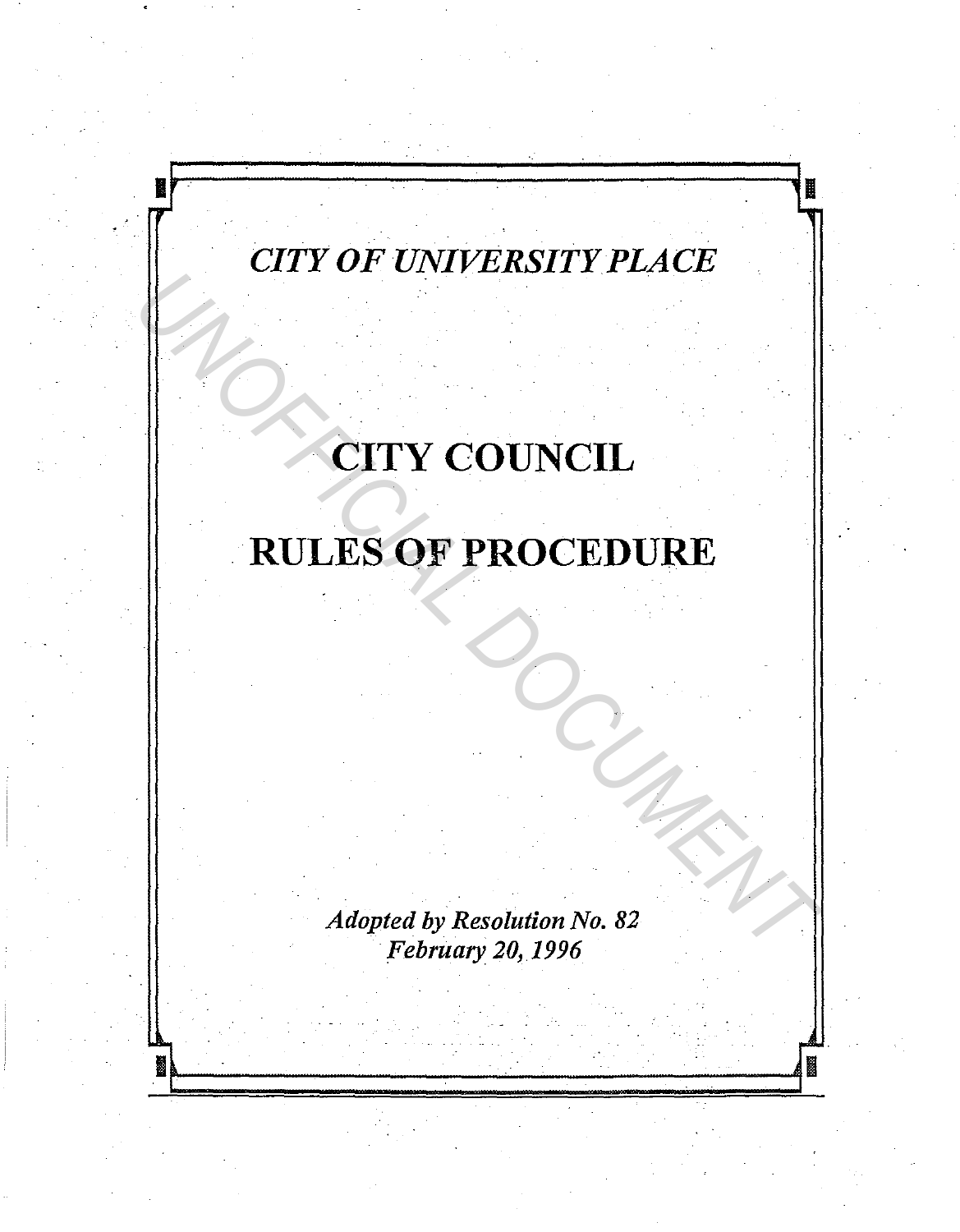*CITY OF UNIVERSITY PLACE*

# CITY COUNCIL

# RULES OF PROCEDURE

*Adopted by Resolution No. 82*
*February 20, 1996*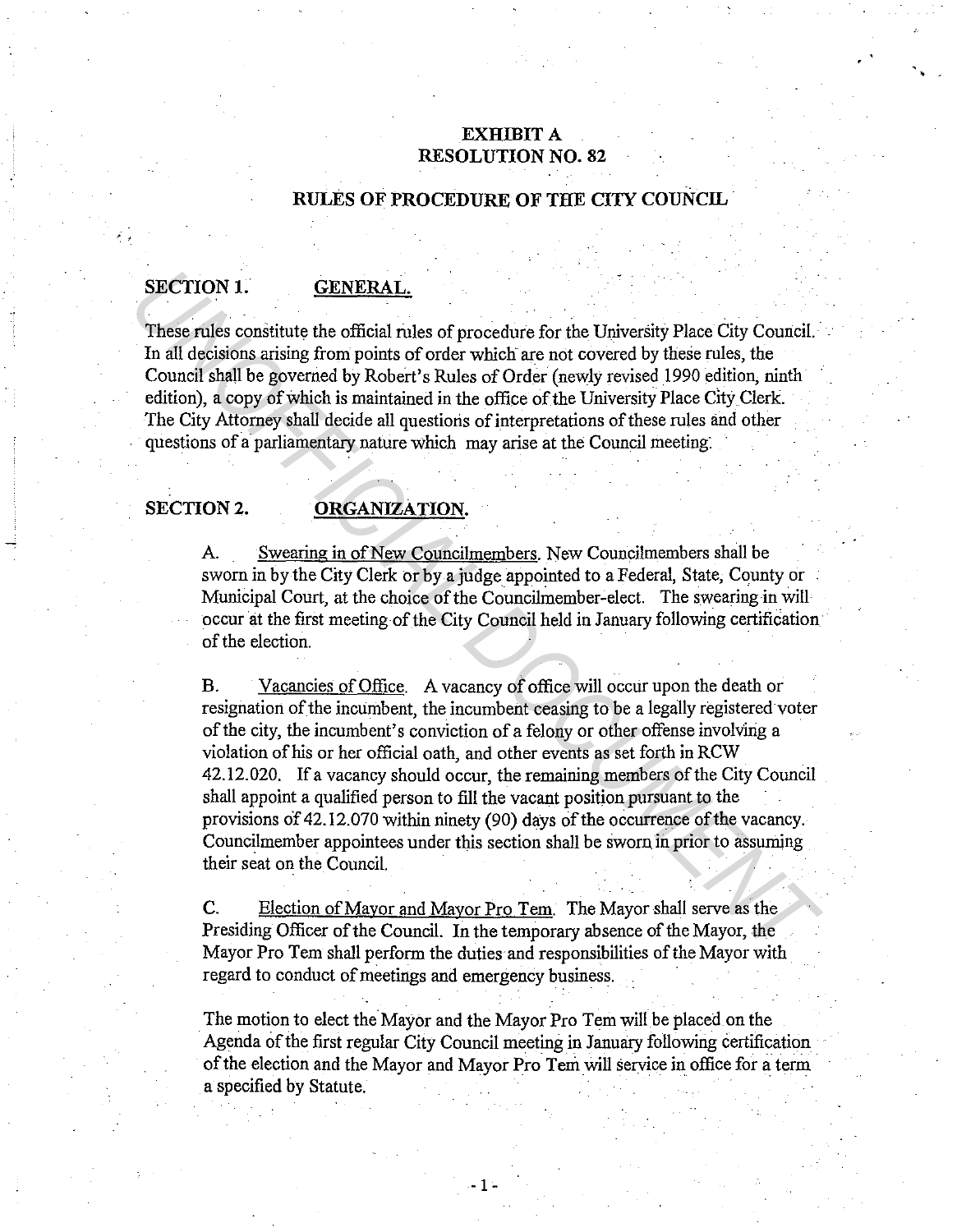**EXHIBIT A**
**RESOLUTION NO. 82**

**RULES OF PROCEDURE OF THE CITY COUNCIL**

**SECTION 1. GENERAL.**

These rules constitute the official rules of procedure for the University Place City Council. In all decisions arising from points of order which are not covered by these rules, the Council shall be governed by Robert's Rules of Order (newly revised 1990 edition, ninth edition), a copy of which is maintained in the office of the University Place City Clerk. The City Attorney shall decide all questions of interpretations of these rules and other questions of a parliamentary nature which may arise at the Council meeting.

**SECTION 2. ORGANIZATION.**

A. Swearing in of New Councilmembers. New Councilmembers shall be sworn in by the City Clerk or by a judge appointed to a Federal, State, County or Municipal Court, at the choice of the Councilmember-elect. The swearing in will occur at the first meeting of the City Council held in January following certification of the election.

B. Vacancies of Office. A vacancy of office will occur upon the death or resignation of the incumbent, the incumbent ceasing to be a legally registered voter of the city, the incumbent's conviction of a felony or other offense involving a violation of his or her official oath, and other events as set forth in RCW 42.12.020. If a vacancy should occur, the remaining members of the City Council shall appoint a qualified person to fill the vacant position pursuant to the provisions of 42.12.070 within ninety (90) days of the occurrence of the vacancy. Councilmember appointees under this section shall be sworn in prior to assuming their seat on the Council.

C. Election of Mayor and Mayor Pro Tem. The Mayor shall serve as the Presiding Officer of the Council. In the temporary absence of the Mayor, the Mayor Pro Tem shall perform the duties and responsibilities of the Mayor with regard to conduct of meetings and emergency business.

The motion to elect the Mayor and the Mayor Pro Tem will be placed on the Agenda of the first regular City Council meeting in January following certification of the election and the Mayor and Mayor Pro Tem will service in office for a term a specified by Statute.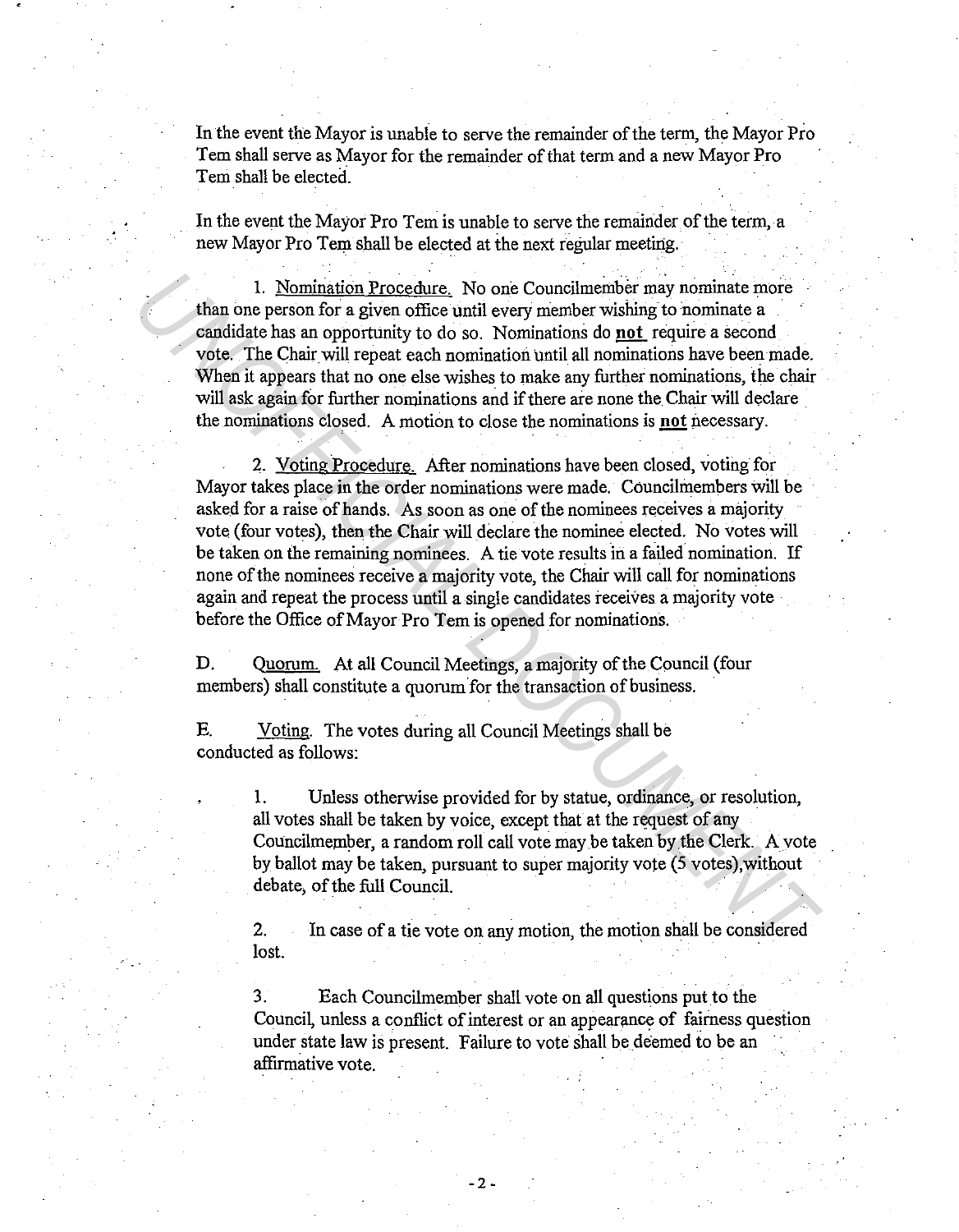In the event the Mayor is unable to serve the remainder of the term, the Mayor Pro Tem shall serve as Mayor for the remainder of that term and a new Mayor Pro Tem shall be elected.

In the event the Mayor Pro Tem is unable to serve the remainder of the term, a new Mayor Pro Tem shall be elected at the next regular meeting.

1. Nomination Procedure. No one Councilmember may nominate more than one person for a given office until every member wishing to nominate a candidate has an opportunity to do so. Nominations do **not** require a second vote. The Chair will repeat each nomination until all nominations have been made. When it appears that no one else wishes to make any further nominations, the chair will ask again for further nominations and if there are none the Chair will declare the nominations closed. A motion to close the nominations is **not** necessary.

2. Voting Procedure. After nominations have been closed, voting for Mayor takes place in the order nominations were made. Councilmembers will be asked for a raise of hands. As soon as one of the nominees receives a majority vote (four votes), then the Chair will declare the nominee elected. No votes will be taken on the remaining nominees. A tie vote results in a failed nomination. If none of the nominees receive a majority vote, the Chair will call for nominations again and repeat the process until a single candidates receives a majority vote before the Office of Mayor Pro Tem is opened for nominations.

D. Quorum. At all Council Meetings, a majority of the Council (four members) shall constitute a quorum for the transaction of business.

E. Voting. The votes during all Council Meetings shall be conducted as follows:

1. Unless otherwise provided for by statue, ordinance, or resolution, all votes shall be taken by voice, except that at the request of any Councilmember, a random roll call vote may be taken by the Clerk. A vote by ballot may be taken, pursuant to super majority vote (5 votes),without debate, of the full Council.

2. In case of a tie vote on any motion, the motion shall be considered lost.

3. Each Councilmember shall vote on all questions put to the Council, unless a conflict of interest or an appearance of fairness question under state law is present. Failure to vote shall be deemed to be an affirmative vote.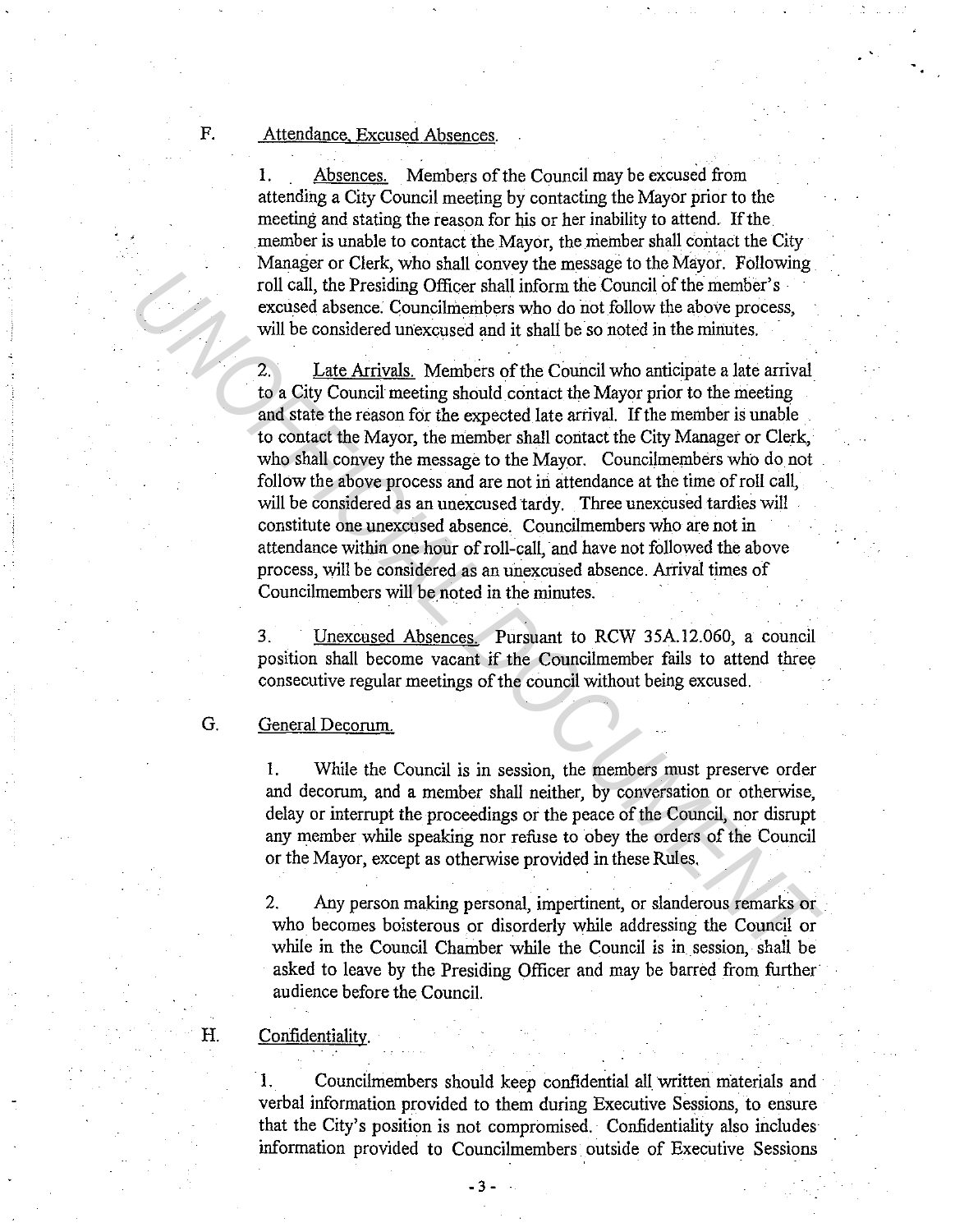F. Attendance, Excused Absences.

1. Absences. Members of the Council may be excused from attending a City Council meeting by contacting the Mayor prior to the meeting and stating the reason for his or her inability to attend. If the member is unable to contact the Mayor, the member shall contact the City Manager or Clerk, who shall convey the message to the Mayor. Following roll call, the Presiding Officer shall inform the Council of the member's excused absence. Councilmembers who do not follow the above process, will be considered unexcused and it shall be so noted in the minutes.

2. Late Arrivals. Members of the Council who anticipate a late arrival to a City Council meeting should contact the Mayor prior to the meeting and state the reason for the expected late arrival. If the member is unable to contact the Mayor, the member shall contact the City Manager or Clerk, who shall convey the message to the Mayor. Councilmembers who do not follow the above process and are not in attendance at the time of roll call, will be considered as an unexcused tardy. Three unexcused tardies will constitute one unexcused absence. Councilmembers who are not in attendance within one hour of roll-call, and have not followed the above process, will be considered as an unexcused absence. Arrival times of Councilmembers will be noted in the minutes.

3. Unexcused Absences. Pursuant to RCW 35A.12.060, a council position shall become vacant if the Councilmember fails to attend three consecutive regular meetings of the council without being excused.

G. General Decorum.

1. While the Council is in session, the members must preserve order and decorum, and a member shall neither, by conversation or otherwise, delay or interrupt the proceedings or the peace of the Council, nor disrupt any member while speaking nor refuse to obey the orders of the Council or the Mayor, except as otherwise provided in these Rules.

2. Any person making personal, impertinent, or slanderous remarks or who becomes boisterous or disorderly while addressing the Council or while in the Council Chamber while the Council is in session, shall be asked to leave by the Presiding Officer and may be barred from further audience before the Council.

H. Confidentiality.

1. Councilmembers should keep confidential all written materials and verbal information provided to them during Executive Sessions, to ensure that the City's position is not compromised. Confidentiality also includes information provided to Councilmembers outside of Executive Sessions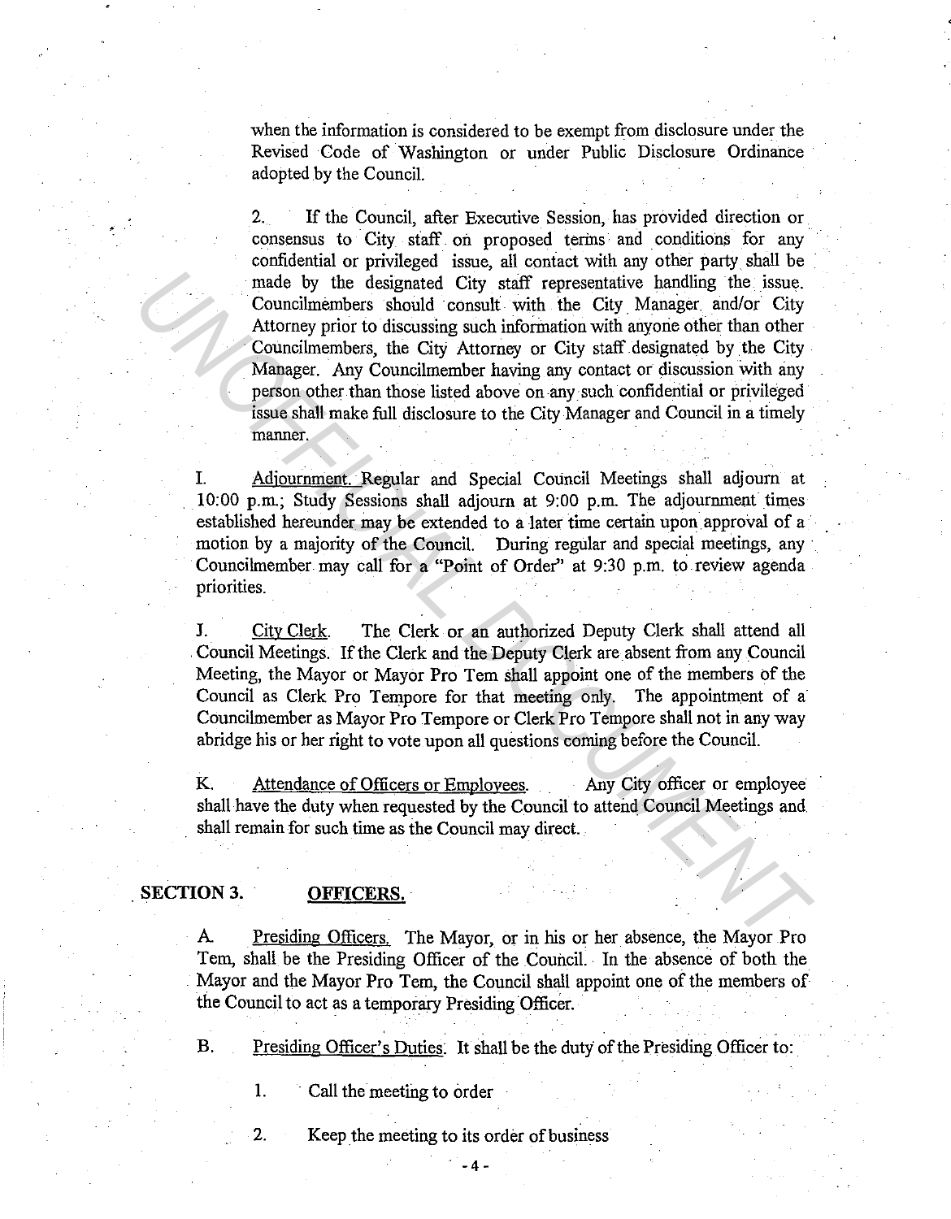when the information is considered to be exempt from disclosure under the Revised Code of Washington or under Public Disclosure Ordinance adopted by the Council.

2. If the Council, after Executive Session, has provided direction or consensus to City staff on proposed terms and conditions for any confidential or privileged issue, all contact with any other party shall be made by the designated City staff representative handling the issue. Councilmembers should consult with the City Manager and/or City Attorney prior to discussing such information with anyone other than other Councilmembers, the City Attorney or City staff designated by the City Manager. Any Councilmember having any contact or discussion with any person other than those listed above on any such confidential or privileged issue shall make full disclosure to the City Manager and Council in a timely manner.

I. Adjournment. Regular and Special Council Meetings shall adjourn at 10:00 p.m.; Study Sessions shall adjourn at 9:00 p.m. The adjournment times established hereunder may be extended to a later time certain upon approval of a motion by a majority of the Council. During regular and special meetings, any Councilmember may call for a "Point of Order" at 9:30 p.m. to review agenda priorities.

J. City Clerk. The Clerk or an authorized Deputy Clerk shall attend all Council Meetings. If the Clerk and the Deputy Clerk are absent from any Council Meeting, the Mayor or Mayor Pro Tem shall appoint one of the members of the Council as Clerk Pro Tempore for that meeting only. The appointment of a Councilmember as Mayor Pro Tempore or Clerk Pro Tempore shall not in any way abridge his or her right to vote upon all questions coming before the Council.

K. Attendance of Officers or Employees. Any City officer or employee shall have the duty when requested by the Council to attend Council Meetings and shall remain for such time as the Council may direct.

## SECTION 3. OFFICERS.

A. Presiding Officers. The Mayor, or in his or her absence, the Mayor Pro Tem, shall be the Presiding Officer of the Council. In the absence of both the Mayor and the Mayor Pro Tem, the Council shall appoint one of the members of the Council to act as a temporary Presiding Officer.

B. Presiding Officer's Duties. It shall be the duty of the Presiding Officer to:

1. Call the meeting to order

2. Keep the meeting to its order of business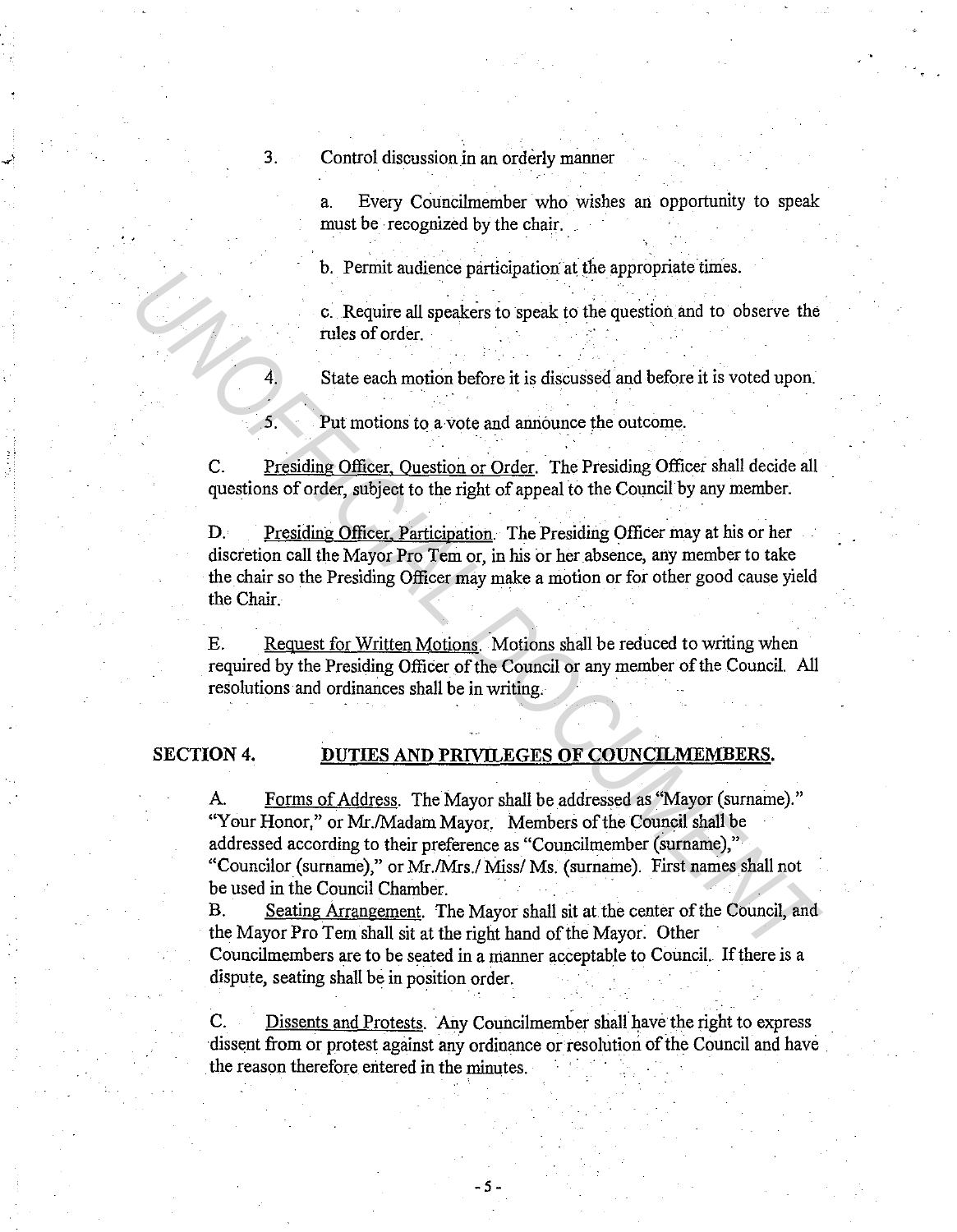3. Control discussion in an orderly manner

   a. Every Councilmember who wishes an opportunity to speak must be recognized by the chair.

   b. Permit audience participation at the appropriate times.

   c. Require all speakers to speak to the question and to observe the rules of order.

4. State each motion before it is discussed and before it is voted upon.

5. Put motions to a vote and announce the outcome.

C. Presiding Officer, Question or Order. The Presiding Officer shall decide all questions of order, subject to the right of appeal to the Council by any member.

D. Presiding Officer, Participation. The Presiding Officer may at his or her discretion call the Mayor Pro Tem or, in his or her absence, any member to take the chair so the Presiding Officer may make a motion or for other good cause yield the Chair.

E. Request for Written Motions. Motions shall be reduced to writing when required by the Presiding Officer of the Council or any member of the Council. All resolutions and ordinances shall be in writing.

## SECTION 4. DUTIES AND PRIVILEGES OF COUNCILMEMBERS.

A. Forms of Address. The Mayor shall be addressed as "Mayor (surname)." "Your Honor," or Mr./Madam Mayor. Members of the Council shall be addressed according to their preference as "Councilmember (surname)," "Councilor (surname)," or Mr./Mrs./ Miss/ Ms. (surname). First names shall not be used in the Council Chamber.

B. Seating Arrangement. The Mayor shall sit at the center of the Council, and the Mayor Pro Tem shall sit at the right hand of the Mayor. Other Councilmembers are to be seated in a manner acceptable to Council. If there is a dispute, seating shall be in position order.

C. Dissents and Protests. Any Councilmember shall have the right to express dissent from or protest against any ordinance or resolution of the Council and have the reason therefore entered in the minutes.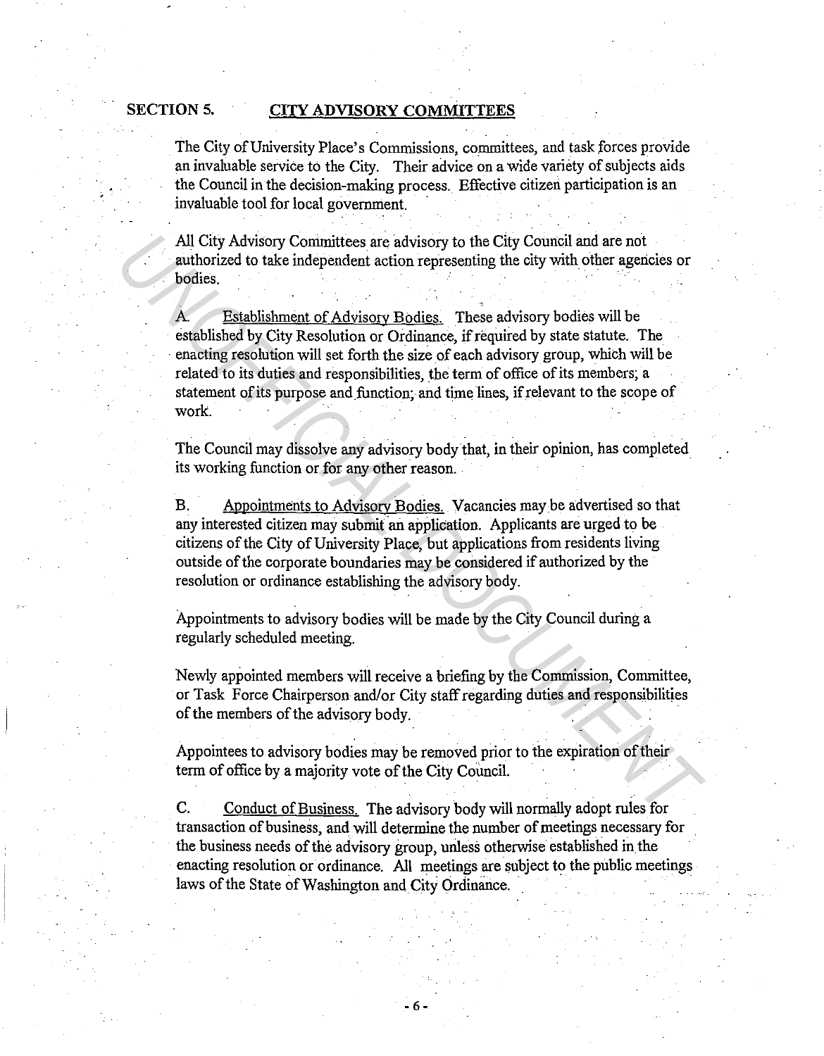## SECTION 5. <u>CITY ADVISORY COMMITTEES</u>

The City of University Place's Commissions, committees, and task forces provide an invaluable service to the City. Their advice on a wide variety of subjects aids the Council in the decision-making process. Effective citizen participation is an invaluable tool for local government.

All City Advisory Committees are advisory to the City Council and are not authorized to take independent action representing the city with other agencies or bodies.

A. <u>Establishment of Advisory Bodies.</u> These advisory bodies will be established by City Resolution or Ordinance, if required by state statute. The enacting resolution will set forth the size of each advisory group, which will be related to its duties and responsibilities, the term of office of its members; a statement of its purpose and function; and time lines, if relevant to the scope of work.

The Council may dissolve any advisory body that, in their opinion, has completed its working function or for any other reason.

B. <u>Appointments to Advisory Bodies.</u> Vacancies may be advertised so that any interested citizen may submit an application. Applicants are urged to be citizens of the City of University Place, but applications from residents living outside of the corporate boundaries may be considered if authorized by the resolution or ordinance establishing the advisory body.

Appointments to advisory bodies will be made by the City Council during a regularly scheduled meeting.

Newly appointed members will receive a briefing by the Commission, Committee, or Task Force Chairperson and/or City staff regarding duties and responsibilities of the members of the advisory body.

Appointees to advisory bodies may be removed prior to the expiration of their term of office by a majority vote of the City Council.

C. <u>Conduct of Business.</u> The advisory body will normally adopt rules for transaction of business, and will determine the number of meetings necessary for the business needs of the advisory group, unless otherwise established in the enacting resolution or ordinance. All meetings are subject to the public meetings laws of the State of Washington and City Ordinance.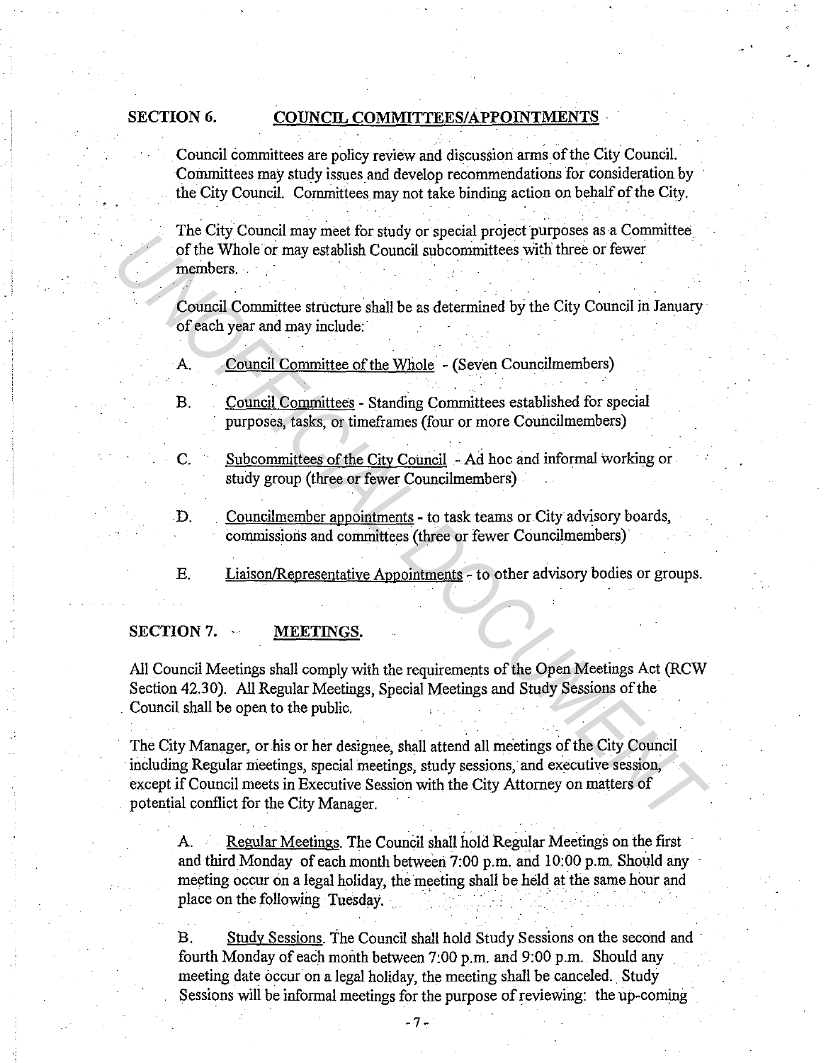## SECTION 6. COUNCIL COMMITTEES/APPOINTMENTS

Council committees are policy review and discussion arms of the City Council. Committees may study issues and develop recommendations for consideration by the City Council. Committees may not take binding action on behalf of the City.

The City Council may meet for study or special project purposes as a Committee of the Whole or may establish Council subcommittees with three or fewer members.

Council Committee structure shall be as determined by the City Council in January of each year and may include:

A. Council Committee of the Whole - (Seven Councilmembers)

B. Council Committees - Standing Committees established for special purposes, tasks, or timeframes (four or more Councilmembers)

C. Subcommittees of the City Council - Ad hoc and informal working or study group (three or fewer Councilmembers)

D. Councilmember appointments - to task teams or City advisory boards, commissions and committees (three or fewer Councilmembers)

E. Liaison/Representative Appointments - to other advisory bodies or groups.

## SECTION 7. MEETINGS.

All Council Meetings shall comply with the requirements of the Open Meetings Act (RCW Section 42.30). All Regular Meetings, Special Meetings and Study Sessions of the Council shall be open to the public.

The City Manager, or his or her designee, shall attend all meetings of the City Council including Regular meetings, special meetings, study sessions, and executive session, except if Council meets in Executive Session with the City Attorney on matters of potential conflict for the City Manager.

A. Regular Meetings. The Council shall hold Regular Meetings on the first and third Monday of each month between 7:00 p.m. and 10:00 p.m. Should any meeting occur on a legal holiday, the meeting shall be held at the same hour and place on the following Tuesday.

B. Study Sessions. The Council shall hold Study Sessions on the second and fourth Monday of each month between 7:00 p.m. and 9:00 p.m. Should any meeting date occur on a legal holiday, the meeting shall be canceled. Study Sessions will be informal meetings for the purpose of reviewing: the up-coming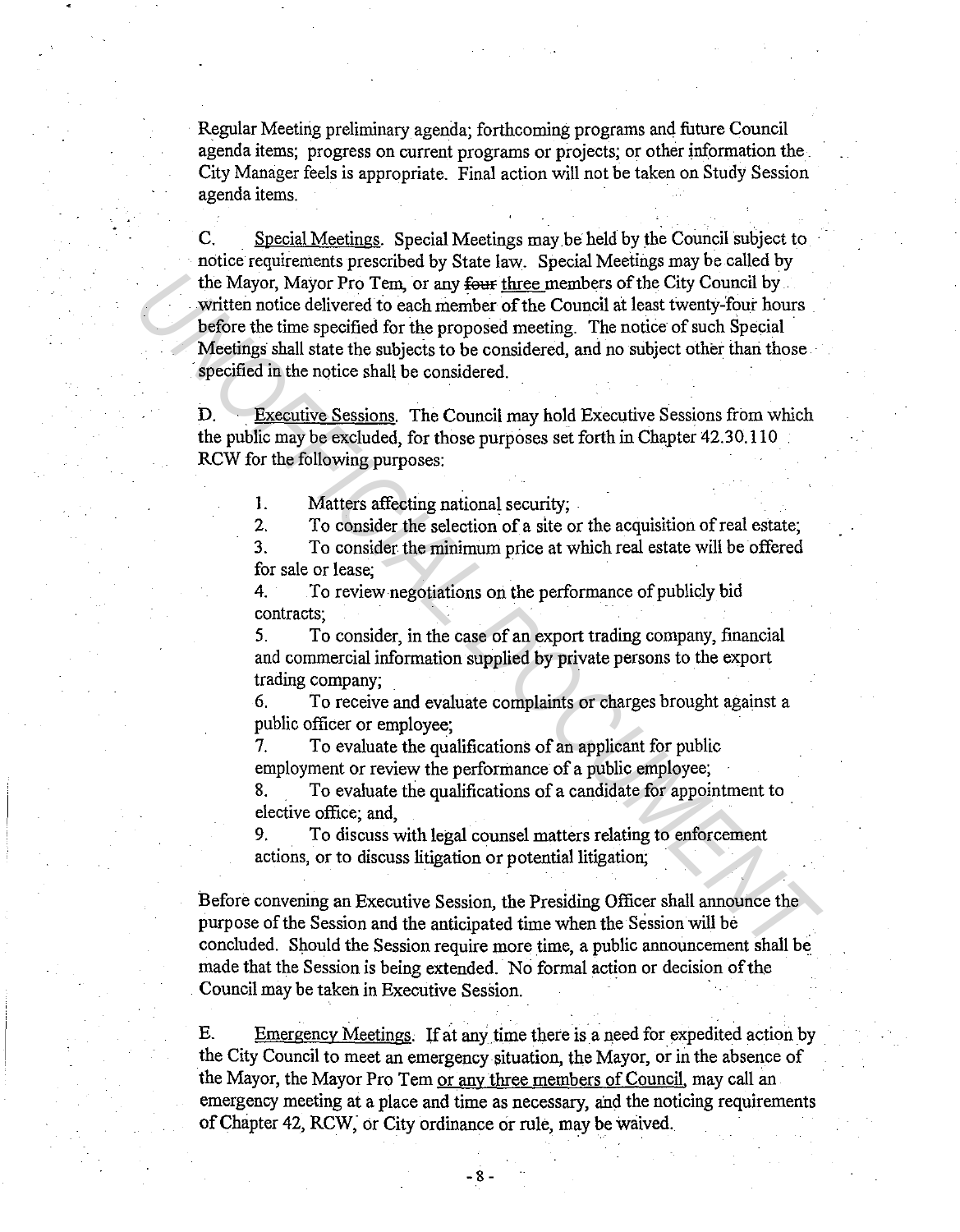Regular Meeting preliminary agenda; forthcoming programs and future Council agenda items; progress on current programs or projects; or other information the City Manager feels is appropriate. Final action will not be taken on Study Session agenda items.

C. Special Meetings. Special Meetings may be held by the Council subject to notice requirements prescribed by State law. Special Meetings may be called by the Mayor, Mayor Pro Tem, or any ~~four~~ three members of the City Council by written notice delivered to each member of the Council at least twenty-four hours before the time specified for the proposed meeting. The notice of such Special Meetings shall state the subjects to be considered, and no subject other than those specified in the notice shall be considered.

D. Executive Sessions. The Council may hold Executive Sessions from which the public may be excluded, for those purposes set forth in Chapter 42.30.110 RCW for the following purposes:

1. Matters affecting national security;
2. To consider the selection of a site or the acquisition of real estate;
3. To consider the minimum price at which real estate will be offered for sale or lease;
4. To review negotiations on the performance of publicly bid contracts;
5. To consider, in the case of an export trading company, financial and commercial information supplied by private persons to the export trading company;
6. To receive and evaluate complaints or charges brought against a public officer or employee;
7. To evaluate the qualifications of an applicant for public employment or review the performance of a public employee;
8. To evaluate the qualifications of a candidate for appointment to elective office; and,
9. To discuss with legal counsel matters relating to enforcement actions, or to discuss litigation or potential litigation;

Before convening an Executive Session, the Presiding Officer shall announce the purpose of the Session and the anticipated time when the Session will be concluded. Should the Session require more time, a public announcement shall be made that the Session is being extended. No formal action or decision of the Council may be taken in Executive Session.

E. Emergency Meetings. If at any time there is a need for expedited action by the City Council to meet an emergency situation, the Mayor, or in the absence of the Mayor, the Mayor Pro Tem or any three members of Council, may call an emergency meeting at a place and time as necessary, and the noticing requirements of Chapter 42, RCW, or City ordinance or rule, may be waived.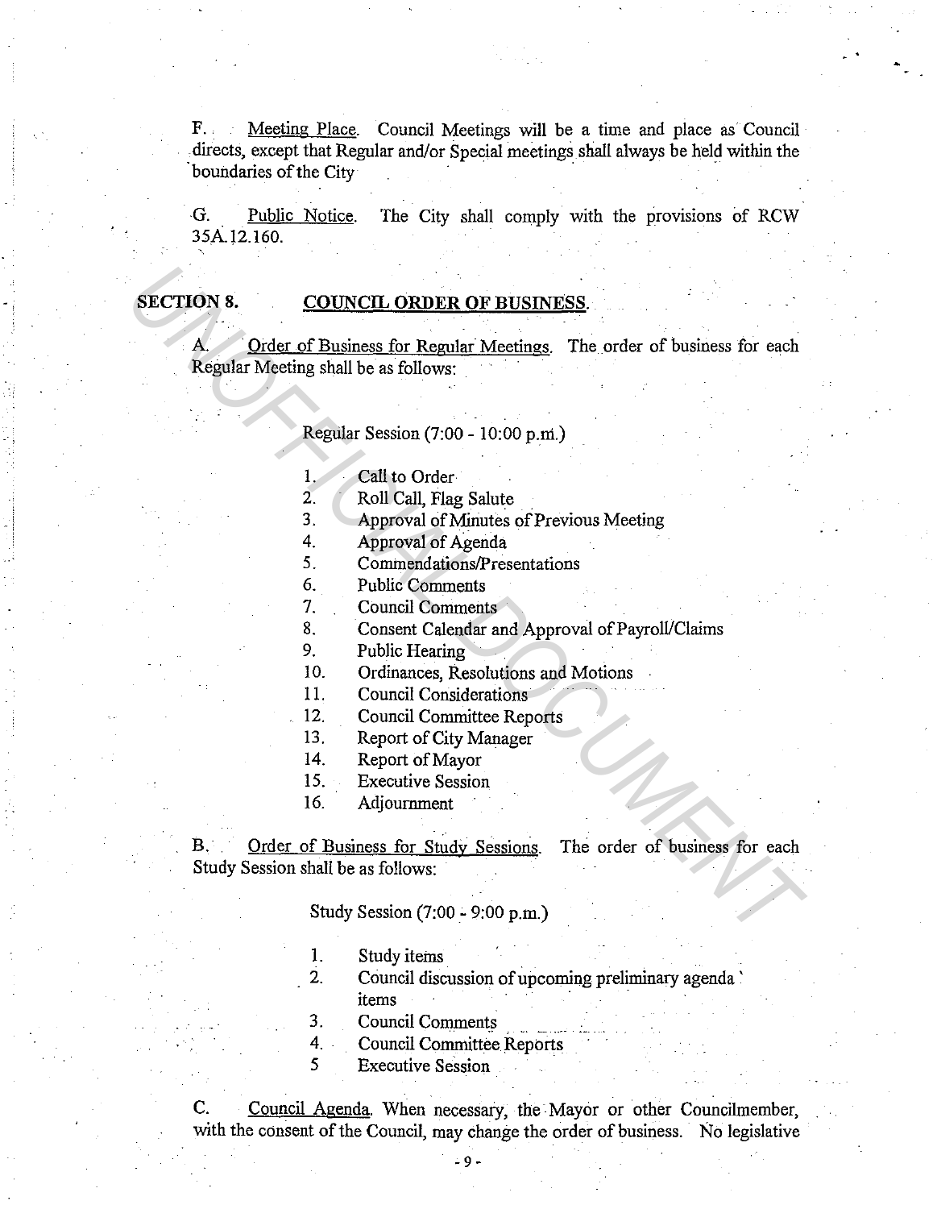F. Meeting Place. Council Meetings will be a time and place as Council directs, except that Regular and/or Special meetings shall always be held within the boundaries of the City

G. Public Notice. The City shall comply with the provisions of RCW 35A.12.160.

## SECTION 8. COUNCIL ORDER OF BUSINESS.

A. Order of Business for Regular Meetings. The order of business for each Regular Meeting shall be as follows:

Regular Session (7:00 - 10:00 p.m.)

1. Call to Order
2. Roll Call, Flag Salute
3. Approval of Minutes of Previous Meeting
4. Approval of Agenda
5. Commendations/Presentations
6. Public Comments
7. Council Comments
8. Consent Calendar and Approval of Payroll/Claims
9. Public Hearing
10. Ordinances, Resolutions and Motions
11. Council Considerations
12. Council Committee Reports
13. Report of City Manager
14. Report of Mayor
15. Executive Session
16. Adjournment

B. Order of Business for Study Sessions. The order of business for each Study Session shall be as follows:

Study Session (7:00 - 9:00 p.m.)

1. Study items
2. Council discussion of upcoming preliminary agenda items
3. Council Comments
4. Council Committee Reports
5. Executive Session

C. Council Agenda. When necessary, the Mayor or other Councilmember, with the consent of the Council, may change the order of business. No legislative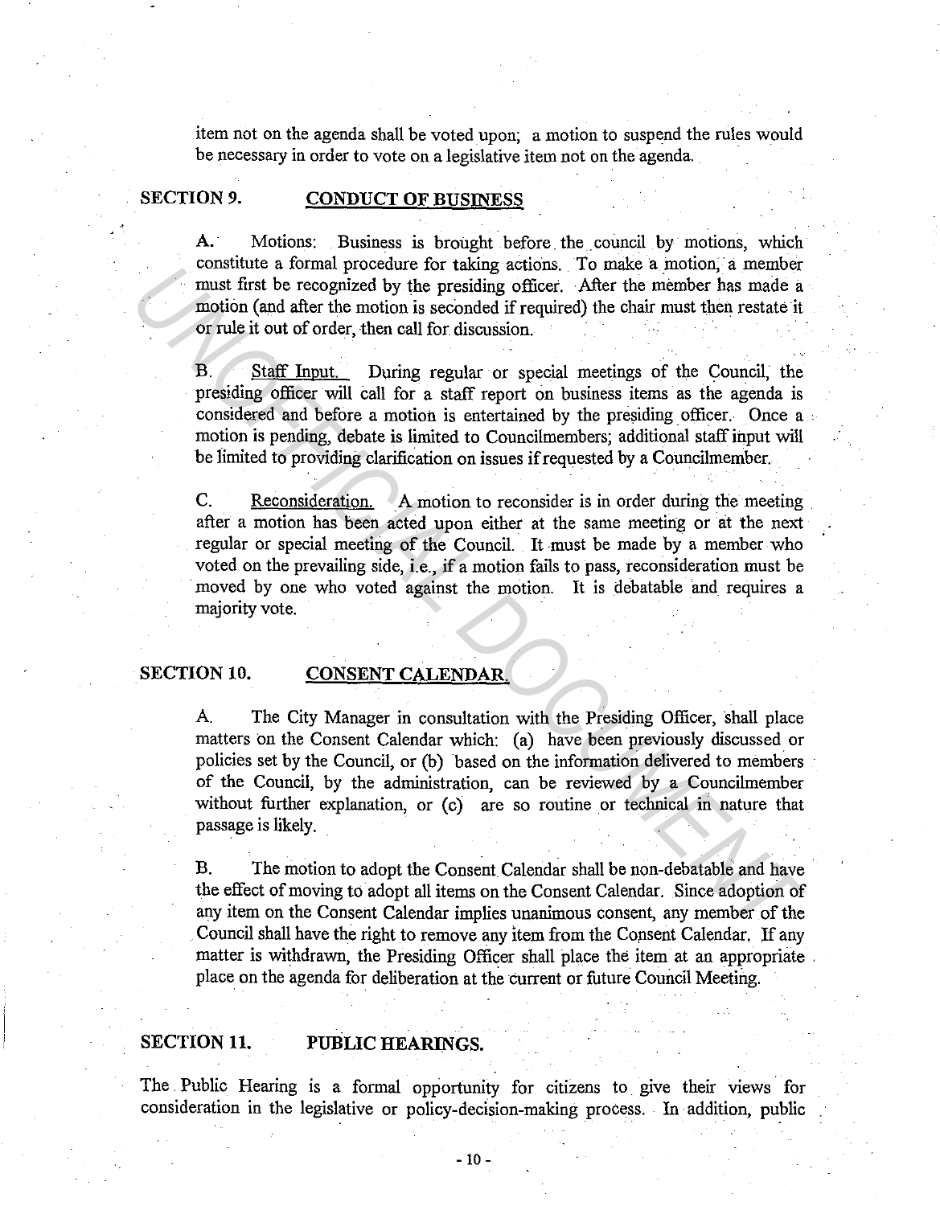item not on the agenda shall be voted upon; a motion to suspend the rules would be necessary in order to vote on a legislative item not on the agenda.

## SECTION 9. CONDUCT OF BUSINESS

A. Motions: Business is brought before the council by motions, which constitute a formal procedure for taking actions. To make a motion, a member must first be recognized by the presiding officer. After the member has made a motion (and after the motion is seconded if required) the chair must then restate it or rule it out of order, then call for discussion.

B. Staff Input. During regular or special meetings of the Council, the presiding officer will call for a staff report on business items as the agenda is considered and before a motion is entertained by the presiding officer. Once a motion is pending, debate is limited to Councilmembers; additional staff input will be limited to providing clarification on issues if requested by a Councilmember.

C. Reconsideration. A motion to reconsider is in order during the meeting after a motion has been acted upon either at the same meeting or at the next regular or special meeting of the Council. It must be made by a member who voted on the prevailing side, i.e., if a motion fails to pass, reconsideration must be moved by one who voted against the motion. It is debatable and requires a majority vote.

## SECTION 10. CONSENT CALENDAR.

A. The City Manager in consultation with the Presiding Officer, shall place matters on the Consent Calendar which: (a) have been previously discussed or policies set by the Council, or (b) based on the information delivered to members of the Council, by the administration, can be reviewed by a Councilmember without further explanation, or (c) are so routine or technical in nature that passage is likely.

B. The motion to adopt the Consent Calendar shall be non-debatable and have the effect of moving to adopt all items on the Consent Calendar. Since adoption of any item on the Consent Calendar implies unanimous consent, any member of the Council shall have the right to remove any item from the Consent Calendar. If any matter is withdrawn, the Presiding Officer shall place the item at an appropriate place on the agenda for deliberation at the current or future Council Meeting.

## SECTION 11. PUBLIC HEARINGS.

The Public Hearing is a formal opportunity for citizens to give their views for consideration in the legislative or policy-decision-making process. In addition, public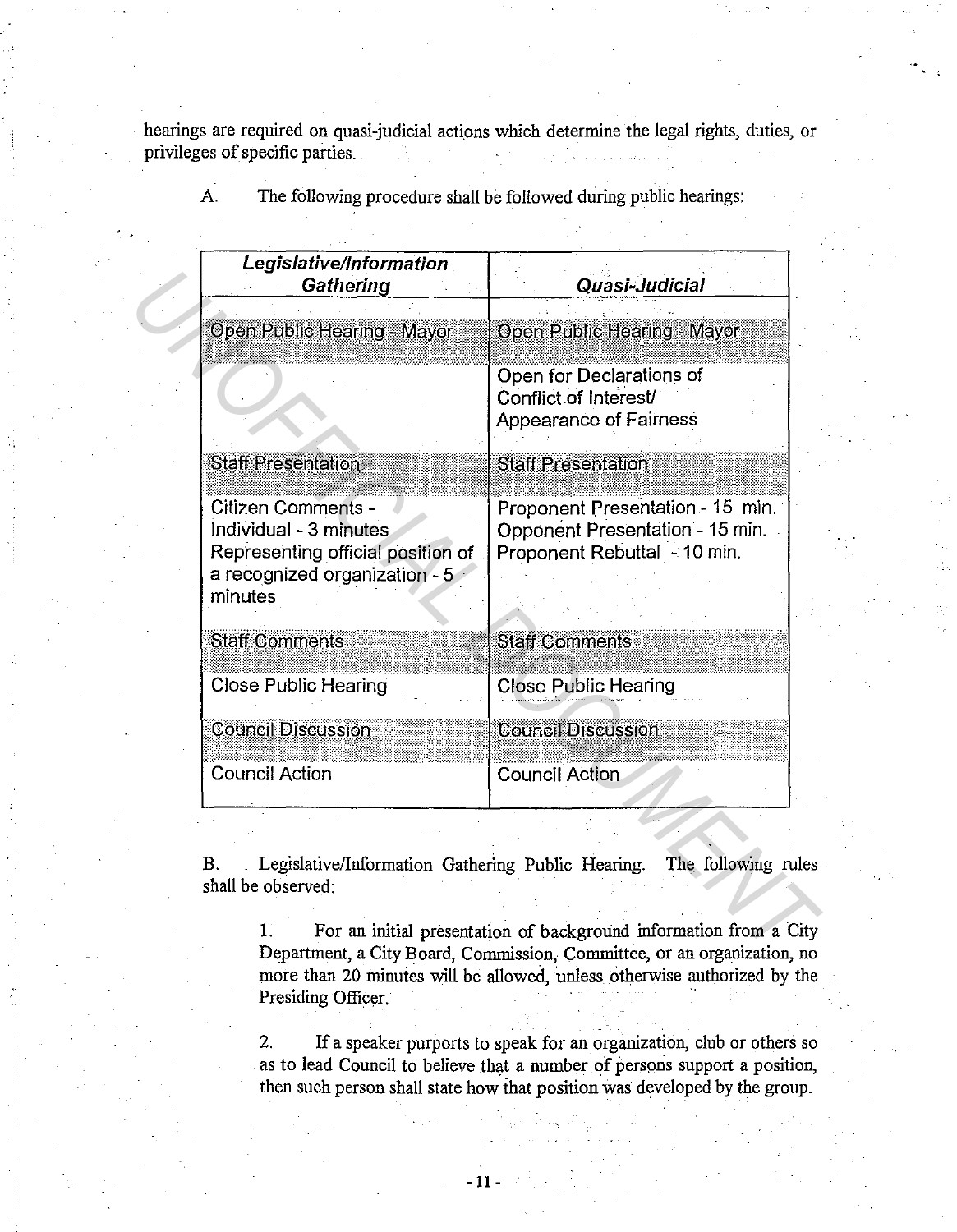hearings are required on quasi-judicial actions which determine the legal rights, duties, or privileges of specific parties.

A. The following procedure shall be followed during public hearings:

| ***Legislative/Information Gathering*** | ***Quasi-Judicial*** |
|---|---|
| Open Public Hearing - Mayor | Open Public Hearing - Mayor |
| | Open for Declarations of Conflict of Interest/ Appearance of Fairness |
| Staff Presentation | Staff Presentation |
| Citizen Comments - Individual - 3 minutes Representing official position of a recognized organization - 5 minutes | Proponent Presentation - 15 min. Opponent Presentation - 15 min. Proponent Rebuttal - 10 min. |
| Staff Comments | Staff Comments |
| Close Public Hearing | Close Public Hearing |
| Council Discussion | Council Discussion |
| Council Action | Council Action |

B. Legislative/Information Gathering Public Hearing. The following rules shall be observed:

1. For an initial presentation of background information from a City Department, a City Board, Commission, Committee, or an organization, no more than 20 minutes will be allowed, unless otherwise authorized by the Presiding Officer.

2. If a speaker purports to speak for an organization, club or others so as to lead Council to believe that a number of persons support a position, then such person shall state how that position was developed by the group.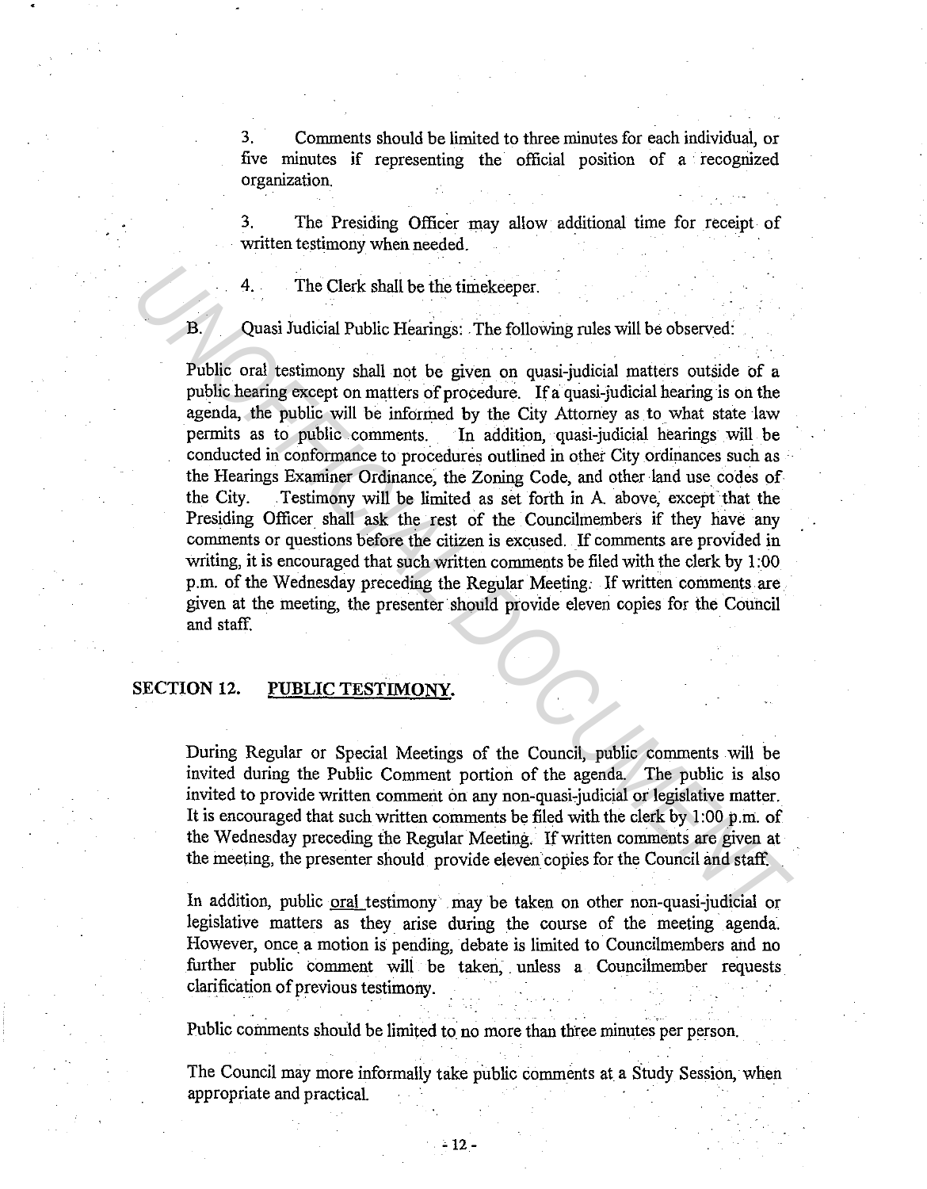3. Comments should be limited to three minutes for each individual, or five minutes if representing the official position of a recognized organization.

3. The Presiding Officer may allow additional time for receipt of written testimony when needed.

4. The Clerk shall be the timekeeper.

B. Quasi Judicial Public Hearings: The following rules will be observed:

Public oral testimony shall not be given on quasi-judicial matters outside of a public hearing except on matters of procedure. If a quasi-judicial hearing is on the agenda, the public will be informed by the City Attorney as to what state law permits as to public comments. In addition, quasi-judicial hearings will be conducted in conformance to procedures outlined in other City ordinances such as the Hearings Examiner Ordinance, the Zoning Code, and other land use codes of the City. Testimony will be limited as set forth in A. above, except that the Presiding Officer shall ask the rest of the Councilmembers if they have any comments or questions before the citizen is excused. If comments are provided in writing, it is encouraged that such written comments be filed with the clerk by 1:00 p.m. of the Wednesday preceding the Regular Meeting. If written comments are given at the meeting, the presenter should provide eleven copies for the Council and staff.

## SECTION 12. PUBLIC TESTIMONY.

During Regular or Special Meetings of the Council, public comments will be invited during the Public Comment portion of the agenda. The public is also invited to provide written comment on any non-quasi-judicial or legislative matter. It is encouraged that such written comments be filed with the clerk by 1:00 p.m. of the Wednesday preceding the Regular Meeting. If written comments are given at the meeting, the presenter should provide eleven copies for the Council and staff.

In addition, public oral testimony may be taken on other non-quasi-judicial or legislative matters as they arise during the course of the meeting agenda. However, once a motion is pending, debate is limited to Councilmembers and no further public comment will be taken, unless a Councilmember requests clarification of previous testimony.

Public comments should be limited to no more than three minutes per person.

The Council may more informally take public comments at a Study Session, when appropriate and practical.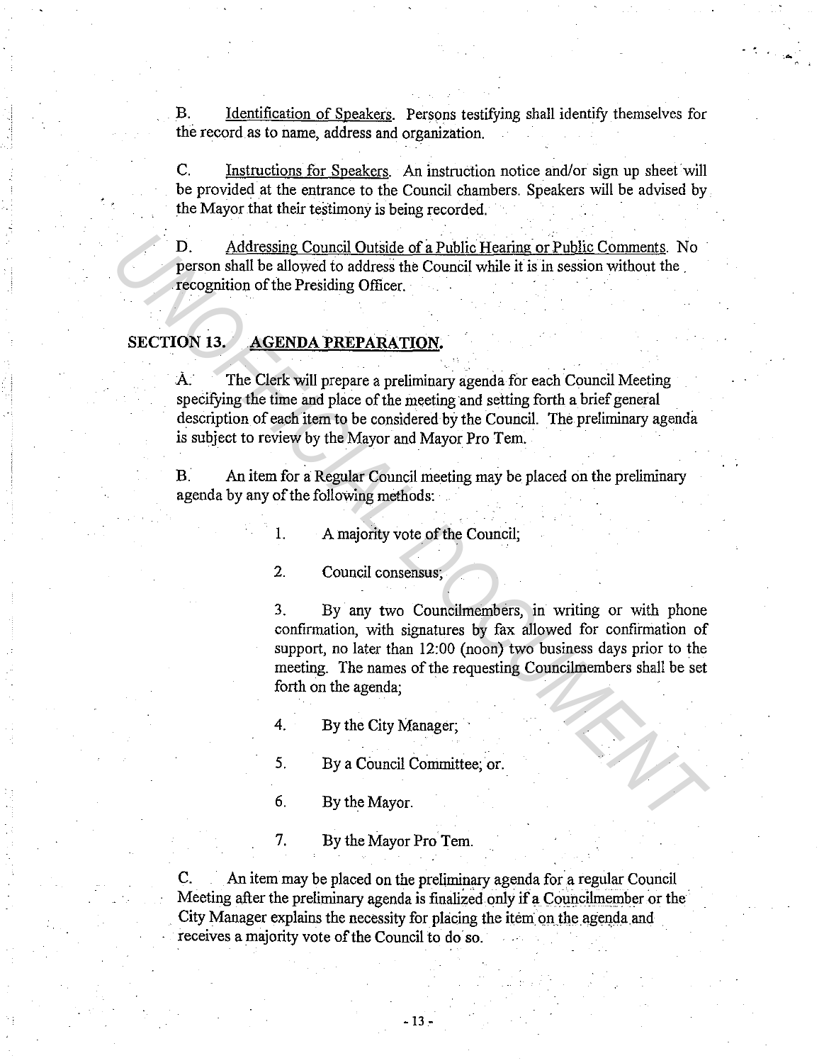B. Identification of Speakers. Persons testifying shall identify themselves for the record as to name, address and organization.

C. Instructions for Speakers. An instruction notice and/or sign up sheet will be provided at the entrance to the Council chambers. Speakers will be advised by the Mayor that their testimony is being recorded.

D. Addressing Council Outside of a Public Hearing or Public Comments. No person shall be allowed to address the Council while it is in session without the recognition of the Presiding Officer.

## SECTION 13. AGENDA PREPARATION.

A. The Clerk will prepare a preliminary agenda for each Council Meeting specifying the time and place of the meeting and setting forth a brief general description of each item to be considered by the Council. The preliminary agenda is subject to review by the Mayor and Mayor Pro Tem.

B. An item for a Regular Council meeting may be placed on the preliminary agenda by any of the following methods:

1. A majority vote of the Council;

2. Council consensus;

3. By any two Councilmembers, in writing or with phone confirmation, with signatures by fax allowed for confirmation of support, no later than 12:00 (noon) two business days prior to the meeting. The names of the requesting Councilmembers shall be set forth on the agenda;

4. By the City Manager;

5. By a Council Committee; or.

6. By the Mayor.

7. By the Mayor Pro Tem.

C. An item may be placed on the preliminary agenda for a regular Council Meeting after the preliminary agenda is finalized only if a Councilmember or the City Manager explains the necessity for placing the item on the agenda and receives a majority vote of the Council to do so.